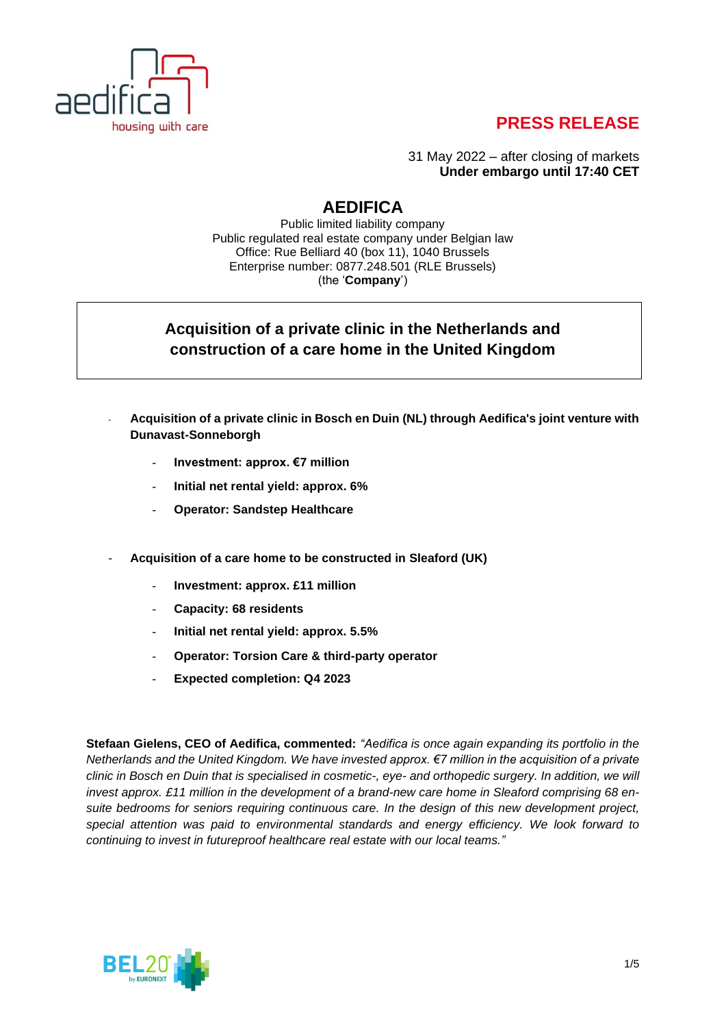**PRESS RELEASE**

31 May 2022 – after closing of markets
**Under embargo until 17:40 CET**

# AEDIFICA

Public limited liability company
Public regulated real estate company under Belgian law
Office: Rue Belliard 40 (box 11), 1040 Brussels
Enterprise number: 0877.248.501 (RLE Brussels)
(the '**Company**')

## Acquisition of a private clinic in the Netherlands and construction of a care home in the United Kingdom

- **Acquisition of a private clinic in Bosch en Duin (NL) through Aedifica's joint venture with Dunavast-Sonneborgh**
    - **Investment: approx. €7 million**
    - **Initial net rental yield: approx. 6%**
    - **Operator: Sandstep Healthcare**

- **Acquisition of a care home to be constructed in Sleaford (UK)**
    - **Investment: approx. £11 million**
    - **Capacity: 68 residents**
    - **Initial net rental yield: approx. 5.5%**
    - **Operator: Torsion Care & third-party operator**
    - **Expected completion: Q4 2023**

**Stefaan Gielens, CEO of Aedifica, commented:** *"Aedifica is once again expanding its portfolio in the Netherlands and the United Kingdom. We have invested approx. €7 million in the acquisition of a private clinic in Bosch en Duin that is specialised in cosmetic-, eye- and orthopedic surgery. In addition, we will invest approx. £11 million in the development of a brand-new care home in Sleaford comprising 68 en-suite bedrooms for seniors requiring continuous care. In the design of this new development project, special attention was paid to environmental standards and energy efficiency. We look forward to continuing to invest in futureproof healthcare real estate with our local teams."*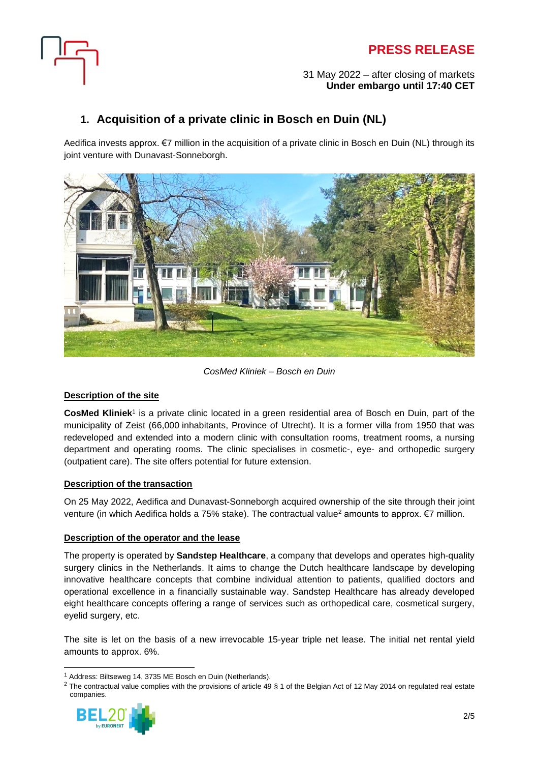**PRESS RELEASE**

31 May 2022 – after closing of markets
**Under embargo until 17:40 CET**

## 1. Acquisition of a private clinic in Bosch en Duin (NL)

Aedifica invests approx. €7 million in the acquisition of a private clinic in Bosch en Duin (NL) through its joint venture with Dunavast-Sonneborgh.

*CosMed Kliniek – Bosch en Duin*

### Description of the site

**CosMed Kliniek**[1] is a private clinic located in a green residential area of Bosch en Duin, part of the municipality of Zeist (66,000 inhabitants, Province of Utrecht). It is a former villa from 1950 that was redeveloped and extended into a modern clinic with consultation rooms, treatment rooms, a nursing department and operating rooms. The clinic specialises in cosmetic-, eye- and orthopedic surgery (outpatient care). The site offers potential for future extension.

### Description of the transaction

On 25 May 2022, Aedifica and Dunavast-Sonneborgh acquired ownership of the site through their joint venture (in which Aedifica holds a 75% stake). The contractual value[2] amounts to approx. €7 million.

### Description of the operator and the lease

The property is operated by **Sandstep Healthcare**, a company that develops and operates high-quality surgery clinics in the Netherlands. It aims to change the Dutch healthcare landscape by developing innovative healthcare concepts that combine individual attention to patients, qualified doctors and operational excellence in a financially sustainable way. Sandstep Healthcare has already developed eight healthcare concepts offering a range of services such as orthopedical care, cosmetical surgery, eyelid surgery, etc.

The site is let on the basis of a new irrevocable 15-year triple net lease. The initial net rental yield amounts to approx. 6%.

---

[1] Address: Biltseweg 14, 3735 ME Bosch en Duin (Netherlands).

[2] The contractual value complies with the provisions of article 49 § 1 of the Belgian Act of 12 May 2014 on regulated real estate companies.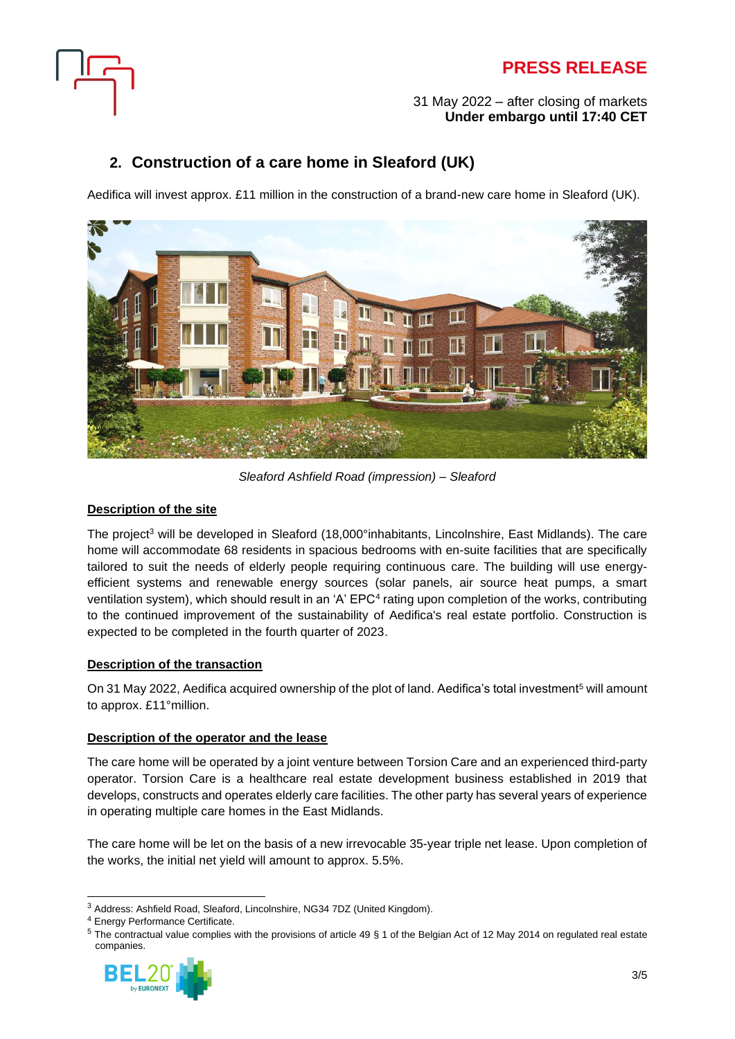**PRESS RELEASE**

31 May 2022 – after closing of markets
**Under embargo until 17:40 CET**

## 2. Construction of a care home in Sleaford (UK)

Aedifica will invest approx. £11 million in the construction of a brand-new care home in Sleaford (UK).

*Sleaford Ashfield Road (impression) – Sleaford*

**Description of the site**

The project[3] will be developed in Sleaford (18,000°inhabitants, Lincolnshire, East Midlands). The care home will accommodate 68 residents in spacious bedrooms with en-suite facilities that are specifically tailored to suit the needs of elderly people requiring continuous care. The building will use energy-efficient systems and renewable energy sources (solar panels, air source heat pumps, a smart ventilation system), which should result in an 'A' EPC[4] rating upon completion of the works, contributing to the continued improvement of the sustainability of Aedifica's real estate portfolio. Construction is expected to be completed in the fourth quarter of 2023.

**Description of the transaction**

On 31 May 2022, Aedifica acquired ownership of the plot of land. Aedifica's total investment[5] will amount to approx. £11°million.

**Description of the operator and the lease**

The care home will be operated by a joint venture between Torsion Care and an experienced third-party operator. Torsion Care is a healthcare real estate development business established in 2019 that develops, constructs and operates elderly care facilities. The other party has several years of experience in operating multiple care homes in the East Midlands.

The care home will be let on the basis of a new irrevocable 35-year triple net lease. Upon completion of the works, the initial net yield will amount to approx. 5.5%.

---

[3] Address: Ashfield Road, Sleaford, Lincolnshire, NG34 7DZ (United Kingdom).

[4] Energy Performance Certificate.

[5] The contractual value complies with the provisions of article 49 § 1 of the Belgian Act of 12 May 2014 on regulated real estate companies.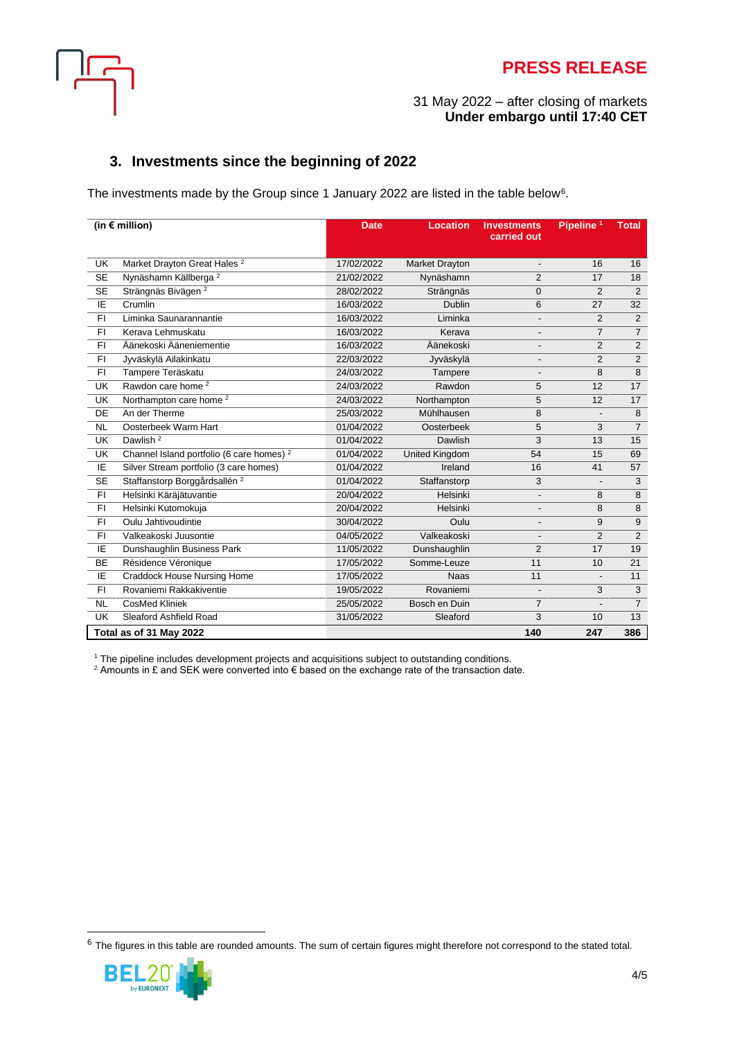## 3. Investments since the beginning of 2022

The investments made by the Group since 1 January 2022 are listed in the table below[6].

| (in € million) | | Date | Location | Investments carried out | Pipeline [1] | Total |
|---|---|---|---|---|---|---|
| UK | Market Drayton Great Hales [2] | 17/02/2022 | Market Drayton | - | 16 | 16 |
| SE | Nynäshamn Källberga [2] | 21/02/2022 | Nynäshamn | 2 | 17 | 18 |
| SE | Strängnäs Bivägen [2] | 28/02/2022 | Strängnäs | 0 | 2 | 2 |
| IE | Crumlin | 16/03/2022 | Dublin | 6 | 27 | 32 |
| FI | Liminka Saunarannantie | 16/03/2022 | Liminka | - | 2 | 2 |
| FI | Kerava Lehmuskatu | 16/03/2022 | Kerava | - | 7 | 7 |
| FI | Äänekoski Ääneniementie | 16/03/2022 | Äänekoski | - | 2 | 2 |
| FI | Jyväskylä Ailakinkatu | 22/03/2022 | Jyväskylä | - | 2 | 2 |
| FI | Tampere Teräskatu | 24/03/2022 | Tampere | - | 8 | 8 |
| UK | Rawdon care home [2] | 24/03/2022 | Rawdon | 5 | 12 | 17 |
| UK | Northampton care home [2] | 24/03/2022 | Northampton | 5 | 12 | 17 |
| DE | An der Therme | 25/03/2022 | Mühlhausen | 8 | - | 8 |
| NL | Oosterbeek Warm Hart | 01/04/2022 | Oosterbeek | 5 | 3 | 7 |
| UK | Dawlish [2] | 01/04/2022 | Dawlish | 3 | 13 | 15 |
| UK | Channel Island portfolio (6 care homes) [2] | 01/04/2022 | United Kingdom | 54 | 15 | 69 |
| IE | Silver Stream portfolio (3 care homes) | 01/04/2022 | Ireland | 16 | 41 | 57 |
| SE | Staffanstorp Borggårdsallén [2] | 01/04/2022 | Staffanstorp | 3 | - | 3 |
| FI | Helsinki Käräjätuvantie | 20/04/2022 | Helsinki | - | 8 | 8 |
| FI | Helsinki Kutomokuja | 20/04/2022 | Helsinki | - | 8 | 8 |
| FI | Oulu Jahtivoudintie | 30/04/2022 | Oulu | - | 9 | 9 |
| FI | Valkeakoski Juusontie | 04/05/2022 | Valkeakoski | - | 2 | 2 |
| IE | Dunshaughlin Business Park | 11/05/2022 | Dunshaughlin | 2 | 17 | 19 |
| BE | Résidence Véronique | 17/05/2022 | Somme-Leuze | 11 | 10 | 21 |
| IE | Craddock House Nursing Home | 17/05/2022 | Naas | 11 | - | 11 |
| FI | Rovaniemi Rakkakiventie | 19/05/2022 | Rovaniemi | - | 3 | 3 |
| NL | CosMed Kliniek | 25/05/2022 | Bosch en Duin | 7 | - | 7 |
| UK | Sleaford Ashfield Road | 31/05/2022 | Sleaford | 3 | 10 | 13 |
| **Total as of 31 May 2022** | | | | **140** | **247** | **386** |

[1] The pipeline includes development projects and acquisitions subject to outstanding conditions.
[2] Amounts in £ and SEK were converted into € based on the exchange rate of the transaction date.

[6] The figures in this table are rounded amounts. The sum of certain figures might therefore not correspond to the stated total.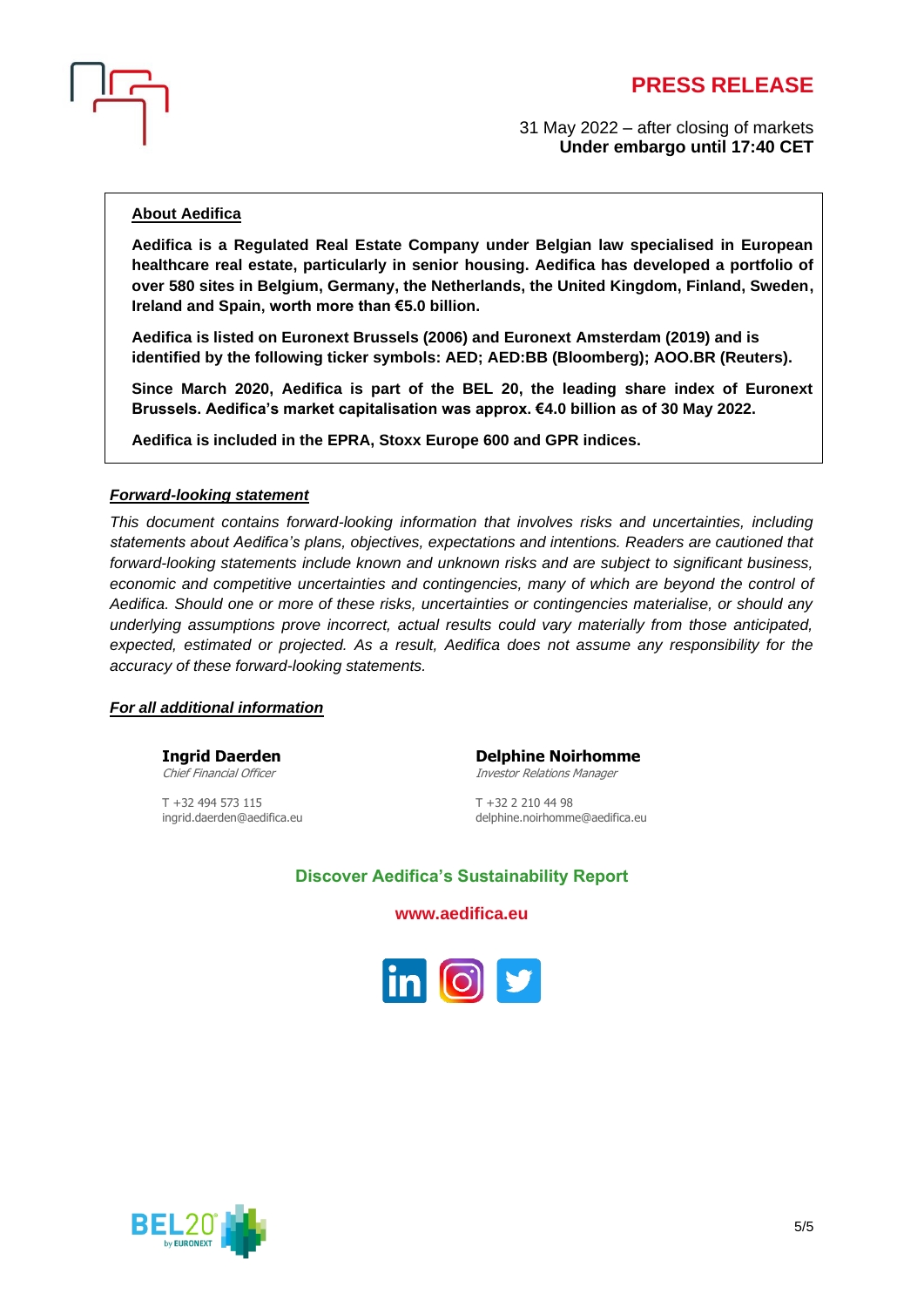**PRESS RELEASE**

31 May 2022 – after closing of markets
**Under embargo until 17:40 CET**

**About Aedifica**

**Aedifica is a Regulated Real Estate Company under Belgian law specialised in European healthcare real estate, particularly in senior housing. Aedifica has developed a portfolio of over 580 sites in Belgium, Germany, the Netherlands, the United Kingdom, Finland, Sweden, Ireland and Spain, worth more than €5.0 billion.**

**Aedifica is listed on Euronext Brussels (2006) and Euronext Amsterdam (2019) and is identified by the following ticker symbols: AED; AED:BB (Bloomberg); AOO.BR (Reuters).**

**Since March 2020, Aedifica is part of the BEL 20, the leading share index of Euronext Brussels. Aedifica's market capitalisation was approx. €4.0 billion as of 30 May 2022.**

**Aedifica is included in the EPRA, Stoxx Europe 600 and GPR indices.**

***Forward-looking statement***

*This document contains forward-looking information that involves risks and uncertainties, including statements about Aedifica's plans, objectives, expectations and intentions. Readers are cautioned that forward-looking statements include known and unknown risks and are subject to significant business, economic and competitive uncertainties and contingencies, many of which are beyond the control of Aedifica. Should one or more of these risks, uncertainties or contingencies materialise, or should any underlying assumptions prove incorrect, actual results could vary materially from those anticipated, expected, estimated or projected. As a result, Aedifica does not assume any responsibility for the accuracy of these forward-looking statements.*

***For all additional information***

**Ingrid Daerden**
*Chief Financial Officer*

T +32 494 573 115
ingrid.daerden@aedifica.eu

**Delphine Noirhomme**
*Investor Relations Manager*

T +32 2 210 44 98
delphine.noirhomme@aedifica.eu

**Discover Aedifica's Sustainability Report**

**www.aedifica.eu**